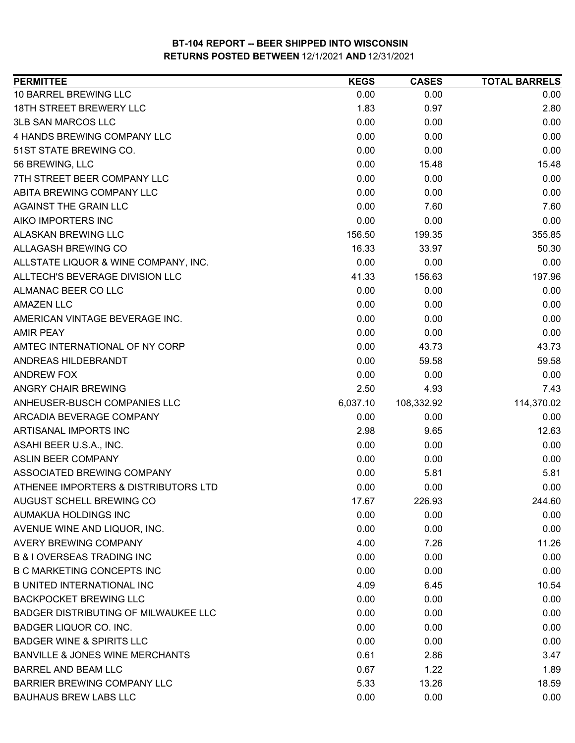# BT-104 REPORT -- BEER SHIPPED INTO WISCONSIN
## RETURNS POSTED BETWEEN 12/1/2021 AND 12/31/2021

| PERMITTEE | KEGS | CASES | TOTAL BARRELS |
|---|---|---|---|
| 10 BARREL BREWING LLC | 0.00 | 0.00 | 0.00 |
| 18TH STREET BREWERY LLC | 1.83 | 0.97 | 2.80 |
| 3LB SAN MARCOS LLC | 0.00 | 0.00 | 0.00 |
| 4 HANDS BREWING COMPANY LLC | 0.00 | 0.00 | 0.00 |
| 51ST STATE BREWING CO. | 0.00 | 0.00 | 0.00 |
| 56 BREWING, LLC | 0.00 | 15.48 | 15.48 |
| 7TH STREET BEER COMPANY LLC | 0.00 | 0.00 | 0.00 |
| ABITA BREWING COMPANY LLC | 0.00 | 0.00 | 0.00 |
| AGAINST THE GRAIN LLC | 0.00 | 7.60 | 7.60 |
| AIKO IMPORTERS INC | 0.00 | 0.00 | 0.00 |
| ALASKAN BREWING LLC | 156.50 | 199.35 | 355.85 |
| ALLAGASH BREWING CO | 16.33 | 33.97 | 50.30 |
| ALLSTATE LIQUOR & WINE COMPANY, INC. | 0.00 | 0.00 | 0.00 |
| ALLTECH'S BEVERAGE DIVISION LLC | 41.33 | 156.63 | 197.96 |
| ALMANAC BEER CO LLC | 0.00 | 0.00 | 0.00 |
| AMAZEN LLC | 0.00 | 0.00 | 0.00 |
| AMERICAN VINTAGE BEVERAGE INC. | 0.00 | 0.00 | 0.00 |
| AMIR PEAY | 0.00 | 0.00 | 0.00 |
| AMTEC INTERNATIONAL OF NY CORP | 0.00 | 43.73 | 43.73 |
| ANDREAS HILDEBRANDT | 0.00 | 59.58 | 59.58 |
| ANDREW FOX | 0.00 | 0.00 | 0.00 |
| ANGRY CHAIR BREWING | 2.50 | 4.93 | 7.43 |
| ANHEUSER-BUSCH COMPANIES LLC | 6,037.10 | 108,332.92 | 114,370.02 |
| ARCADIA BEVERAGE COMPANY | 0.00 | 0.00 | 0.00 |
| ARTISANAL IMPORTS INC | 2.98 | 9.65 | 12.63 |
| ASAHI BEER U.S.A., INC. | 0.00 | 0.00 | 0.00 |
| ASLIN BEER COMPANY | 0.00 | 0.00 | 0.00 |
| ASSOCIATED BREWING COMPANY | 0.00 | 5.81 | 5.81 |
| ATHENEE IMPORTERS & DISTRIBUTORS LTD | 0.00 | 0.00 | 0.00 |
| AUGUST SCHELL BREWING CO | 17.67 | 226.93 | 244.60 |
| AUMAKUA HOLDINGS INC | 0.00 | 0.00 | 0.00 |
| AVENUE WINE AND LIQUOR, INC. | 0.00 | 0.00 | 0.00 |
| AVERY BREWING COMPANY | 4.00 | 7.26 | 11.26 |
| B & I OVERSEAS TRADING INC | 0.00 | 0.00 | 0.00 |
| B C MARKETING CONCEPTS INC | 0.00 | 0.00 | 0.00 |
| B UNITED INTERNATIONAL INC | 4.09 | 6.45 | 10.54 |
| BACKPOCKET BREWING LLC | 0.00 | 0.00 | 0.00 |
| BADGER DISTRIBUTING OF MILWAUKEE LLC | 0.00 | 0.00 | 0.00 |
| BADGER LIQUOR CO. INC. | 0.00 | 0.00 | 0.00 |
| BADGER WINE & SPIRITS LLC | 0.00 | 0.00 | 0.00 |
| BANVILLE & JONES WINE MERCHANTS | 0.61 | 2.86 | 3.47 |
| BARREL AND BEAM LLC | 0.67 | 1.22 | 1.89 |
| BARRIER BREWING COMPANY LLC | 5.33 | 13.26 | 18.59 |
| BAUHAUS BREW LABS LLC | 0.00 | 0.00 | 0.00 |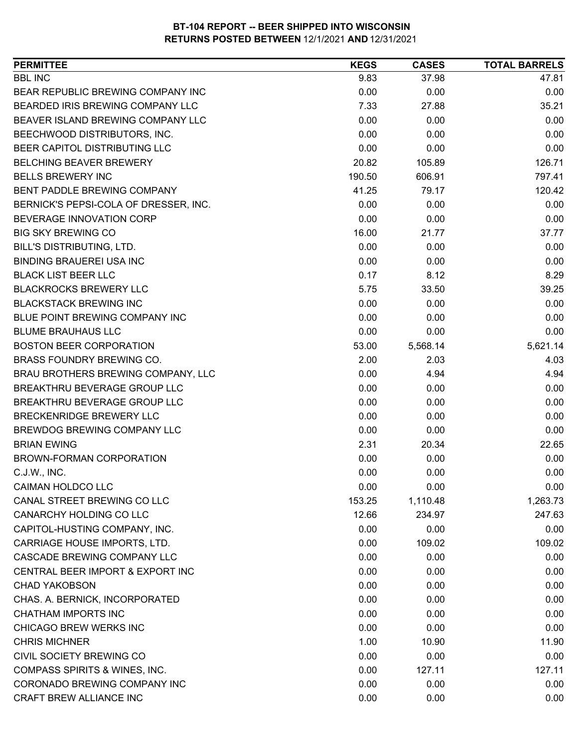# BT-104 REPORT -- BEER SHIPPED INTO WISCONSIN
## RETURNS POSTED BETWEEN 12/1/2021 AND 12/31/2021

| PERMITTEE | KEGS | CASES | TOTAL BARRELS |
|---|---|---|---|
| BBL INC | 9.83 | 37.98 | 47.81 |
| BEAR REPUBLIC BREWING COMPANY INC | 0.00 | 0.00 | 0.00 |
| BEARDED IRIS BREWING COMPANY LLC | 7.33 | 27.88 | 35.21 |
| BEAVER ISLAND BREWING COMPANY LLC | 0.00 | 0.00 | 0.00 |
| BEECHWOOD DISTRIBUTORS, INC. | 0.00 | 0.00 | 0.00 |
| BEER CAPITOL DISTRIBUTING LLC | 0.00 | 0.00 | 0.00 |
| BELCHING BEAVER BREWERY | 20.82 | 105.89 | 126.71 |
| BELLS BREWERY INC | 190.50 | 606.91 | 797.41 |
| BENT PADDLE BREWING COMPANY | 41.25 | 79.17 | 120.42 |
| BERNICK'S PEPSI-COLA OF DRESSER, INC. | 0.00 | 0.00 | 0.00 |
| BEVERAGE INNOVATION CORP | 0.00 | 0.00 | 0.00 |
| BIG SKY BREWING CO | 16.00 | 21.77 | 37.77 |
| BILL'S DISTRIBUTING, LTD. | 0.00 | 0.00 | 0.00 |
| BINDING BRAUEREI USA INC | 0.00 | 0.00 | 0.00 |
| BLACK LIST BEER LLC | 0.17 | 8.12 | 8.29 |
| BLACKROCKS BREWERY LLC | 5.75 | 33.50 | 39.25 |
| BLACKSTACK BREWING INC | 0.00 | 0.00 | 0.00 |
| BLUE POINT BREWING COMPANY INC | 0.00 | 0.00 | 0.00 |
| BLUME BRAUHAUS LLC | 0.00 | 0.00 | 0.00 |
| BOSTON BEER CORPORATION | 53.00 | 5,568.14 | 5,621.14 |
| BRASS FOUNDRY BREWING CO. | 2.00 | 2.03 | 4.03 |
| BRAU BROTHERS BREWING COMPANY, LLC | 0.00 | 4.94 | 4.94 |
| BREAKTHRU BEVERAGE GROUP LLC | 0.00 | 0.00 | 0.00 |
| BREAKTHRU BEVERAGE GROUP LLC | 0.00 | 0.00 | 0.00 |
| BRECKENRIDGE BREWERY LLC | 0.00 | 0.00 | 0.00 |
| BREWDOG BREWING COMPANY LLC | 0.00 | 0.00 | 0.00 |
| BRIAN EWING | 2.31 | 20.34 | 22.65 |
| BROWN-FORMAN CORPORATION | 0.00 | 0.00 | 0.00 |
| C.J.W., INC. | 0.00 | 0.00 | 0.00 |
| CAIMAN HOLDCO LLC | 0.00 | 0.00 | 0.00 |
| CANAL STREET BREWING CO LLC | 153.25 | 1,110.48 | 1,263.73 |
| CANARCHY HOLDING CO LLC | 12.66 | 234.97 | 247.63 |
| CAPITOL-HUSTING COMPANY, INC. | 0.00 | 0.00 | 0.00 |
| CARRIAGE HOUSE IMPORTS, LTD. | 0.00 | 109.02 | 109.02 |
| CASCADE BREWING COMPANY LLC | 0.00 | 0.00 | 0.00 |
| CENTRAL BEER IMPORT & EXPORT INC | 0.00 | 0.00 | 0.00 |
| CHAD YAKOBSON | 0.00 | 0.00 | 0.00 |
| CHAS. A. BERNICK, INCORPORATED | 0.00 | 0.00 | 0.00 |
| CHATHAM IMPORTS INC | 0.00 | 0.00 | 0.00 |
| CHICAGO BREW WERKS INC | 0.00 | 0.00 | 0.00 |
| CHRIS MICHNER | 1.00 | 10.90 | 11.90 |
| CIVIL SOCIETY BREWING CO | 0.00 | 0.00 | 0.00 |
| COMPASS SPIRITS & WINES, INC. | 0.00 | 127.11 | 127.11 |
| CORONADO BREWING COMPANY INC | 0.00 | 0.00 | 0.00 |
| CRAFT BREW ALLIANCE INC | 0.00 | 0.00 | 0.00 |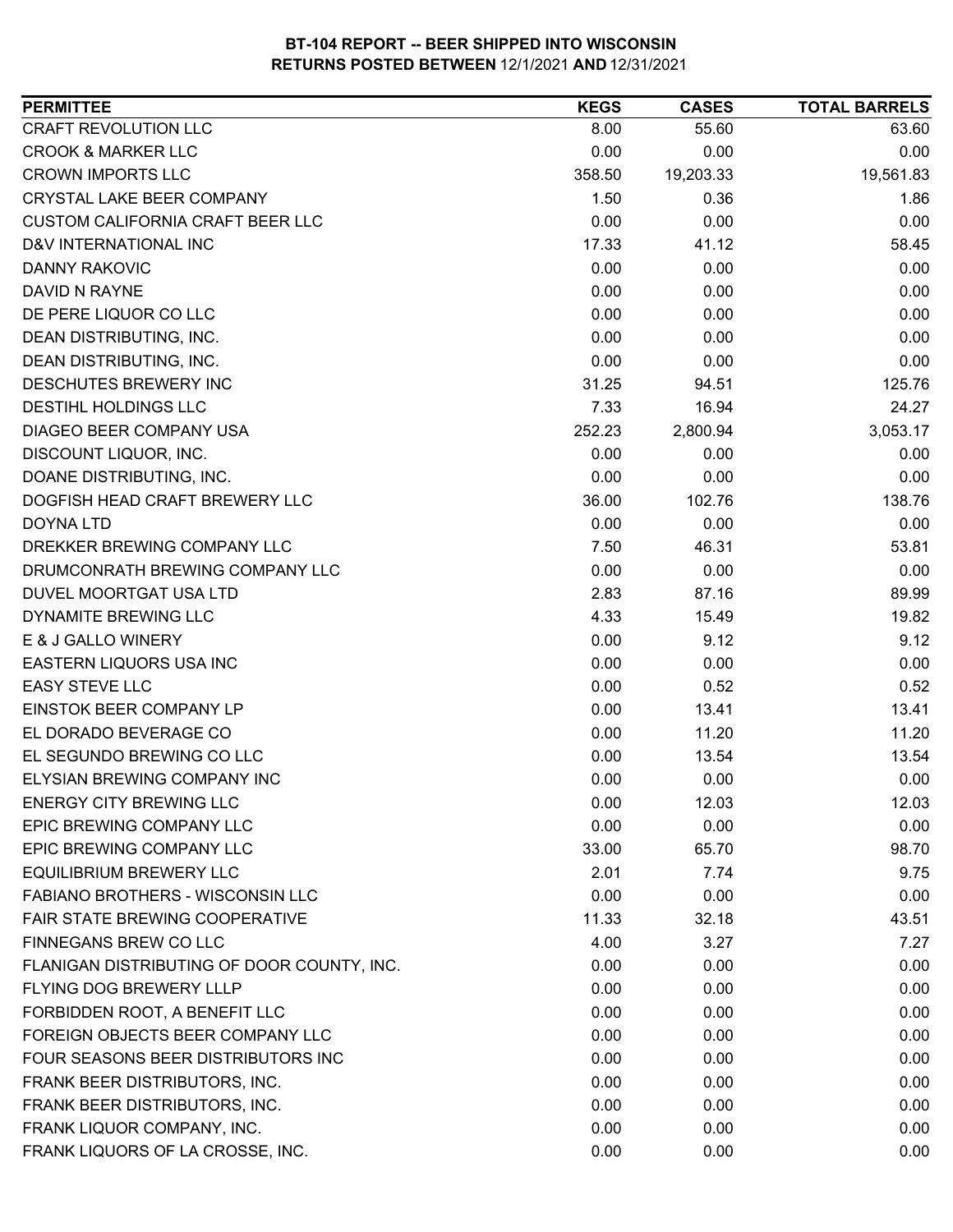# BT-104 REPORT -- BEER SHIPPED INTO WISCONSIN

## RETURNS POSTED BETWEEN 12/1/2021 AND 12/31/2021

| PERMITTEE | KEGS | CASES | TOTAL BARRELS |
|---|---|---|---|
| CRAFT REVOLUTION LLC | 8.00 | 55.60 | 63.60 |
| CROOK & MARKER LLC | 0.00 | 0.00 | 0.00 |
| CROWN IMPORTS LLC | 358.50 | 19,203.33 | 19,561.83 |
| CRYSTAL LAKE BEER COMPANY | 1.50 | 0.36 | 1.86 |
| CUSTOM CALIFORNIA CRAFT BEER LLC | 0.00 | 0.00 | 0.00 |
| D&V INTERNATIONAL INC | 17.33 | 41.12 | 58.45 |
| DANNY RAKOVIC | 0.00 | 0.00 | 0.00 |
| DAVID N RAYNE | 0.00 | 0.00 | 0.00 |
| DE PERE LIQUOR CO LLC | 0.00 | 0.00 | 0.00 |
| DEAN DISTRIBUTING, INC. | 0.00 | 0.00 | 0.00 |
| DEAN DISTRIBUTING, INC. | 0.00 | 0.00 | 0.00 |
| DESCHUTES BREWERY INC | 31.25 | 94.51 | 125.76 |
| DESTIHL HOLDINGS LLC | 7.33 | 16.94 | 24.27 |
| DIAGEO BEER COMPANY USA | 252.23 | 2,800.94 | 3,053.17 |
| DISCOUNT LIQUOR, INC. | 0.00 | 0.00 | 0.00 |
| DOANE DISTRIBUTING, INC. | 0.00 | 0.00 | 0.00 |
| DOGFISH HEAD CRAFT BREWERY LLC | 36.00 | 102.76 | 138.76 |
| DOYNA LTD | 0.00 | 0.00 | 0.00 |
| DREKKER BREWING COMPANY LLC | 7.50 | 46.31 | 53.81 |
| DRUMCONRATH BREWING COMPANY LLC | 0.00 | 0.00 | 0.00 |
| DUVEL MOORTGAT USA LTD | 2.83 | 87.16 | 89.99 |
| DYNAMITE BREWING LLC | 4.33 | 15.49 | 19.82 |
| E & J GALLO WINERY | 0.00 | 9.12 | 9.12 |
| EASTERN LIQUORS USA INC | 0.00 | 0.00 | 0.00 |
| EASY STEVE LLC | 0.00 | 0.52 | 0.52 |
| EINSTOK BEER COMPANY LP | 0.00 | 13.41 | 13.41 |
| EL DORADO BEVERAGE CO | 0.00 | 11.20 | 11.20 |
| EL SEGUNDO BREWING CO LLC | 0.00 | 13.54 | 13.54 |
| ELYSIAN BREWING COMPANY INC | 0.00 | 0.00 | 0.00 |
| ENERGY CITY BREWING LLC | 0.00 | 12.03 | 12.03 |
| EPIC BREWING COMPANY LLC | 0.00 | 0.00 | 0.00 |
| EPIC BREWING COMPANY LLC | 33.00 | 65.70 | 98.70 |
| EQUILIBRIUM BREWERY LLC | 2.01 | 7.74 | 9.75 |
| FABIANO BROTHERS - WISCONSIN LLC | 0.00 | 0.00 | 0.00 |
| FAIR STATE BREWING COOPERATIVE | 11.33 | 32.18 | 43.51 |
| FINNEGANS BREW CO LLC | 4.00 | 3.27 | 7.27 |
| FLANIGAN DISTRIBUTING OF DOOR COUNTY, INC. | 0.00 | 0.00 | 0.00 |
| FLYING DOG BREWERY LLLP | 0.00 | 0.00 | 0.00 |
| FORBIDDEN ROOT, A BENEFIT LLC | 0.00 | 0.00 | 0.00 |
| FOREIGN OBJECTS BEER COMPANY LLC | 0.00 | 0.00 | 0.00 |
| FOUR SEASONS BEER DISTRIBUTORS INC | 0.00 | 0.00 | 0.00 |
| FRANK BEER DISTRIBUTORS, INC. | 0.00 | 0.00 | 0.00 |
| FRANK BEER DISTRIBUTORS, INC. | 0.00 | 0.00 | 0.00 |
| FRANK LIQUOR COMPANY, INC. | 0.00 | 0.00 | 0.00 |
| FRANK LIQUORS OF LA CROSSE, INC. | 0.00 | 0.00 | 0.00 |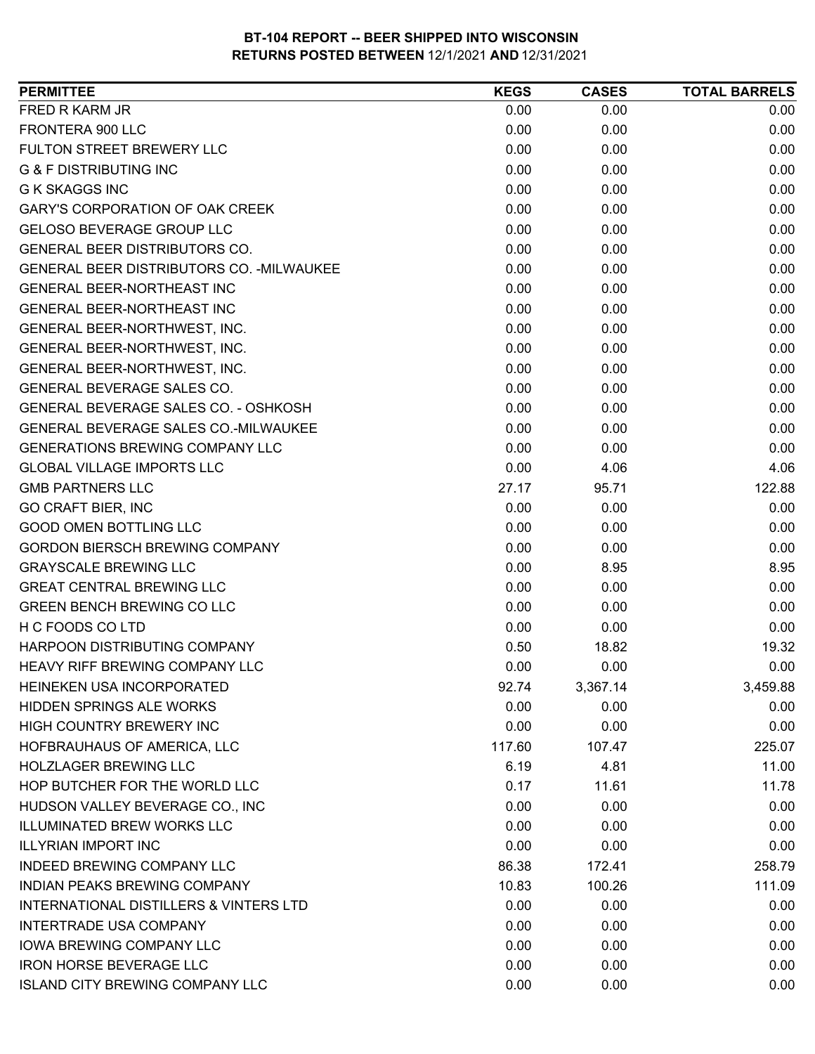**BT-104 REPORT -- BEER SHIPPED INTO WISCONSIN**
**RETURNS POSTED BETWEEN 12/1/2021 AND 12/31/2021**

| PERMITTEE | KEGS | CASES | TOTAL BARRELS |
|---|---|---|---|
| FRED R KARM JR | 0.00 | 0.00 | 0.00 |
| FRONTERA 900 LLC | 0.00 | 0.00 | 0.00 |
| FULTON STREET BREWERY LLC | 0.00 | 0.00 | 0.00 |
| G & F DISTRIBUTING INC | 0.00 | 0.00 | 0.00 |
| G K SKAGGS INC | 0.00 | 0.00 | 0.00 |
| GARY'S CORPORATION OF OAK CREEK | 0.00 | 0.00 | 0.00 |
| GELOSO BEVERAGE GROUP LLC | 0.00 | 0.00 | 0.00 |
| GENERAL BEER DISTRIBUTORS CO. | 0.00 | 0.00 | 0.00 |
| GENERAL BEER DISTRIBUTORS CO. -MILWAUKEE | 0.00 | 0.00 | 0.00 |
| GENERAL BEER-NORTHEAST INC | 0.00 | 0.00 | 0.00 |
| GENERAL BEER-NORTHEAST INC | 0.00 | 0.00 | 0.00 |
| GENERAL BEER-NORTHWEST, INC. | 0.00 | 0.00 | 0.00 |
| GENERAL BEER-NORTHWEST, INC. | 0.00 | 0.00 | 0.00 |
| GENERAL BEER-NORTHWEST, INC. | 0.00 | 0.00 | 0.00 |
| GENERAL BEVERAGE SALES CO. | 0.00 | 0.00 | 0.00 |
| GENERAL BEVERAGE SALES CO. - OSHKOSH | 0.00 | 0.00 | 0.00 |
| GENERAL BEVERAGE SALES CO.-MILWAUKEE | 0.00 | 0.00 | 0.00 |
| GENERATIONS BREWING COMPANY LLC | 0.00 | 0.00 | 0.00 |
| GLOBAL VILLAGE IMPORTS LLC | 0.00 | 4.06 | 4.06 |
| GMB PARTNERS LLC | 27.17 | 95.71 | 122.88 |
| GO CRAFT BIER, INC | 0.00 | 0.00 | 0.00 |
| GOOD OMEN BOTTLING LLC | 0.00 | 0.00 | 0.00 |
| GORDON BIERSCH BREWING COMPANY | 0.00 | 0.00 | 0.00 |
| GRAYSCALE BREWING LLC | 0.00 | 8.95 | 8.95 |
| GREAT CENTRAL BREWING LLC | 0.00 | 0.00 | 0.00 |
| GREEN BENCH BREWING CO LLC | 0.00 | 0.00 | 0.00 |
| H C FOODS CO LTD | 0.00 | 0.00 | 0.00 |
| HARPOON DISTRIBUTING COMPANY | 0.50 | 18.82 | 19.32 |
| HEAVY RIFF BREWING COMPANY LLC | 0.00 | 0.00 | 0.00 |
| HEINEKEN USA INCORPORATED | 92.74 | 3,367.14 | 3,459.88 |
| HIDDEN SPRINGS ALE WORKS | 0.00 | 0.00 | 0.00 |
| HIGH COUNTRY BREWERY INC | 0.00 | 0.00 | 0.00 |
| HOFBRAUHAUS OF AMERICA, LLC | 117.60 | 107.47 | 225.07 |
| HOLZLAGER BREWING LLC | 6.19 | 4.81 | 11.00 |
| HOP BUTCHER FOR THE WORLD LLC | 0.17 | 11.61 | 11.78 |
| HUDSON VALLEY BEVERAGE CO., INC | 0.00 | 0.00 | 0.00 |
| ILLUMINATED BREW WORKS LLC | 0.00 | 0.00 | 0.00 |
| ILLYRIAN IMPORT INC | 0.00 | 0.00 | 0.00 |
| INDEED BREWING COMPANY LLC | 86.38 | 172.41 | 258.79 |
| INDIAN PEAKS BREWING COMPANY | 10.83 | 100.26 | 111.09 |
| INTERNATIONAL DISTILLERS & VINTERS LTD | 0.00 | 0.00 | 0.00 |
| INTERTRADE USA COMPANY | 0.00 | 0.00 | 0.00 |
| IOWA BREWING COMPANY LLC | 0.00 | 0.00 | 0.00 |
| IRON HORSE BEVERAGE LLC | 0.00 | 0.00 | 0.00 |
| ISLAND CITY BREWING COMPANY LLC | 0.00 | 0.00 | 0.00 |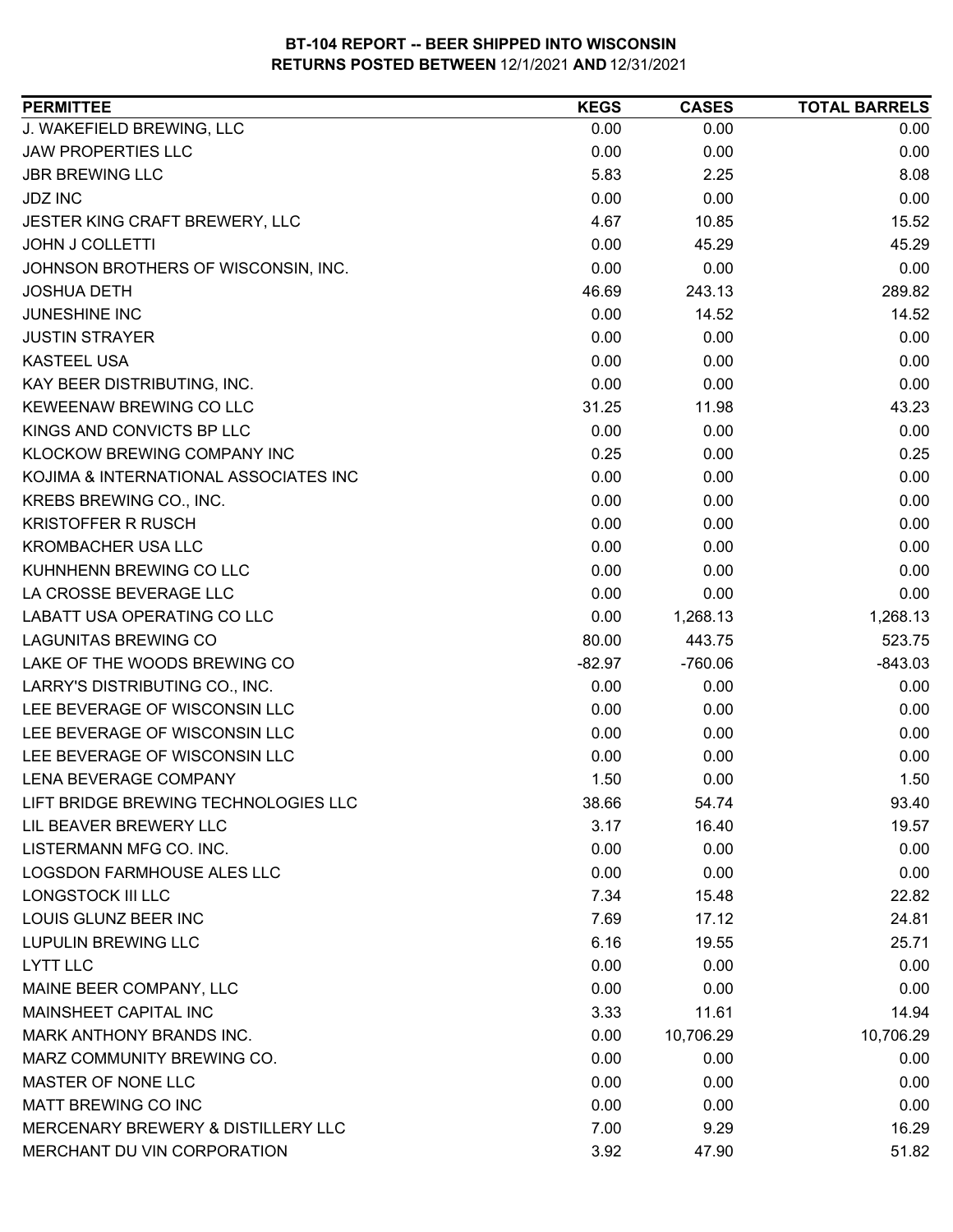**BT-104 REPORT -- BEER SHIPPED INTO WISCONSIN**
**RETURNS POSTED BETWEEN 12/1/2021 AND 12/31/2021**

| PERMITTEE | KEGS | CASES | TOTAL BARRELS |
|---|---|---|---|
| J. WAKEFIELD BREWING, LLC | 0.00 | 0.00 | 0.00 |
| JAW PROPERTIES LLC | 0.00 | 0.00 | 0.00 |
| JBR BREWING LLC | 5.83 | 2.25 | 8.08 |
| JDZ INC | 0.00 | 0.00 | 0.00 |
| JESTER KING CRAFT BREWERY, LLC | 4.67 | 10.85 | 15.52 |
| JOHN J COLLETTI | 0.00 | 45.29 | 45.29 |
| JOHNSON BROTHERS OF WISCONSIN, INC. | 0.00 | 0.00 | 0.00 |
| JOSHUA DETH | 46.69 | 243.13 | 289.82 |
| JUNESHINE INC | 0.00 | 14.52 | 14.52 |
| JUSTIN STRAYER | 0.00 | 0.00 | 0.00 |
| KASTEEL USA | 0.00 | 0.00 | 0.00 |
| KAY BEER DISTRIBUTING, INC. | 0.00 | 0.00 | 0.00 |
| KEWEENAW BREWING CO LLC | 31.25 | 11.98 | 43.23 |
| KINGS AND CONVICTS BP LLC | 0.00 | 0.00 | 0.00 |
| KLOCKOW BREWING COMPANY INC | 0.25 | 0.00 | 0.25 |
| KOJIMA & INTERNATIONAL ASSOCIATES INC | 0.00 | 0.00 | 0.00 |
| KREBS BREWING CO., INC. | 0.00 | 0.00 | 0.00 |
| KRISTOFFER R RUSCH | 0.00 | 0.00 | 0.00 |
| KROMBACHER USA LLC | 0.00 | 0.00 | 0.00 |
| KUHNHENN BREWING CO LLC | 0.00 | 0.00 | 0.00 |
| LA CROSSE BEVERAGE LLC | 0.00 | 0.00 | 0.00 |
| LABATT USA OPERATING CO LLC | 0.00 | 1,268.13 | 1,268.13 |
| LAGUNITAS BREWING CO | 80.00 | 443.75 | 523.75 |
| LAKE OF THE WOODS BREWING CO | -82.97 | -760.06 | -843.03 |
| LARRY'S DISTRIBUTING CO., INC. | 0.00 | 0.00 | 0.00 |
| LEE BEVERAGE OF WISCONSIN LLC | 0.00 | 0.00 | 0.00 |
| LEE BEVERAGE OF WISCONSIN LLC | 0.00 | 0.00 | 0.00 |
| LEE BEVERAGE OF WISCONSIN LLC | 0.00 | 0.00 | 0.00 |
| LENA BEVERAGE COMPANY | 1.50 | 0.00 | 1.50 |
| LIFT BRIDGE BREWING TECHNOLOGIES LLC | 38.66 | 54.74 | 93.40 |
| LIL BEAVER BREWERY LLC | 3.17 | 16.40 | 19.57 |
| LISTERMANN MFG CO. INC. | 0.00 | 0.00 | 0.00 |
| LOGSDON FARMHOUSE ALES LLC | 0.00 | 0.00 | 0.00 |
| LONGSTOCK III LLC | 7.34 | 15.48 | 22.82 |
| LOUIS GLUNZ BEER INC | 7.69 | 17.12 | 24.81 |
| LUPULIN BREWING LLC | 6.16 | 19.55 | 25.71 |
| LYTT LLC | 0.00 | 0.00 | 0.00 |
| MAINE BEER COMPANY, LLC | 0.00 | 0.00 | 0.00 |
| MAINSHEET CAPITAL INC | 3.33 | 11.61 | 14.94 |
| MARK ANTHONY BRANDS INC. | 0.00 | 10,706.29 | 10,706.29 |
| MARZ COMMUNITY BREWING CO. | 0.00 | 0.00 | 0.00 |
| MASTER OF NONE LLC | 0.00 | 0.00 | 0.00 |
| MATT BREWING CO INC | 0.00 | 0.00 | 0.00 |
| MERCENARY BREWERY & DISTILLERY LLC | 7.00 | 9.29 | 16.29 |
| MERCHANT DU VIN CORPORATION | 3.92 | 47.90 | 51.82 |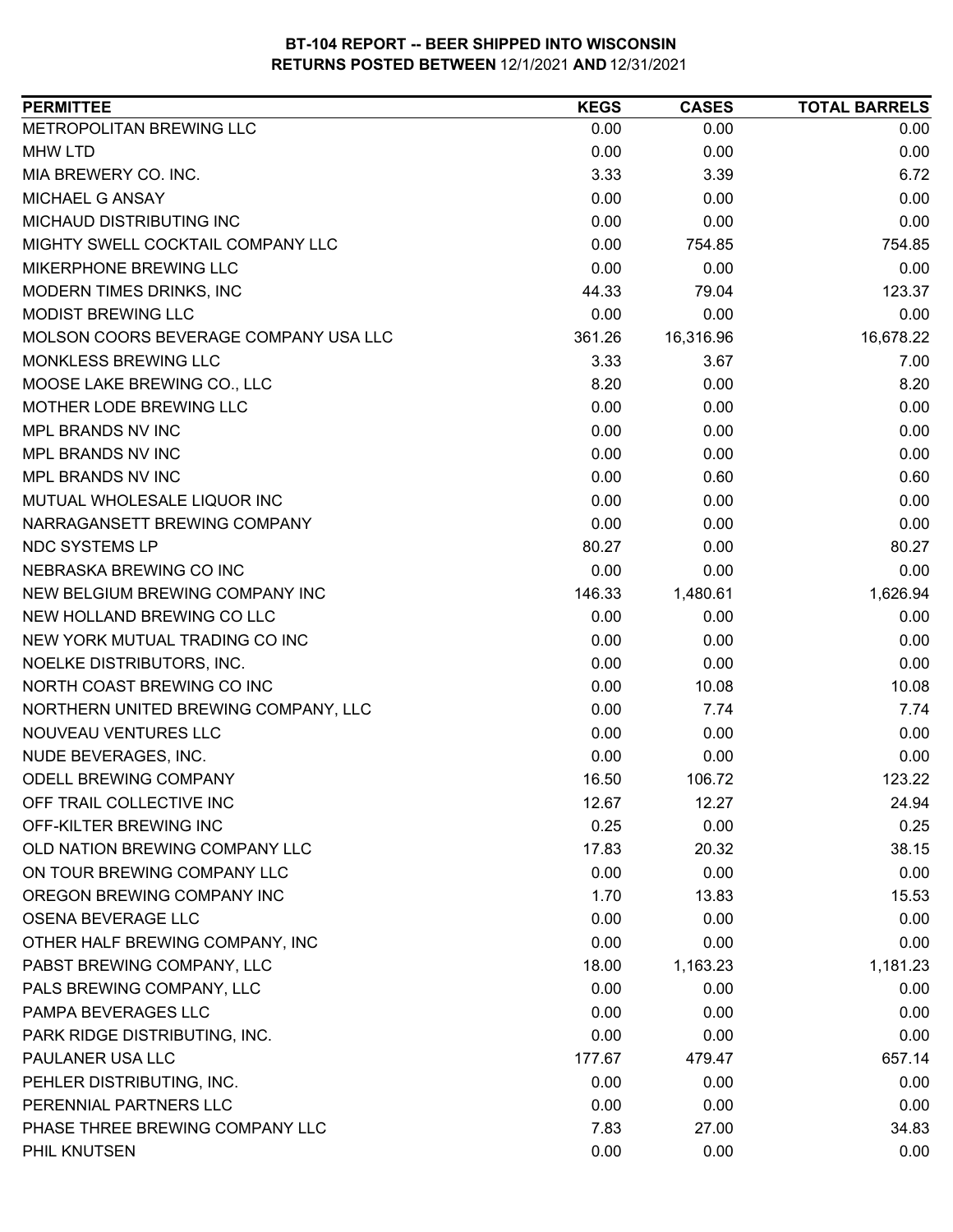# BT-104 REPORT -- BEER SHIPPED INTO WISCONSIN

## RETURNS POSTED BETWEEN 12/1/2021 AND 12/31/2021

| PERMITTEE | KEGS | CASES | TOTAL BARRELS |
|---|---|---|---|
| METROPOLITAN BREWING LLC | 0.00 | 0.00 | 0.00 |
| MHW LTD | 0.00 | 0.00 | 0.00 |
| MIA BREWERY CO. INC. | 3.33 | 3.39 | 6.72 |
| MICHAEL G ANSAY | 0.00 | 0.00 | 0.00 |
| MICHAUD DISTRIBUTING INC | 0.00 | 0.00 | 0.00 |
| MIGHTY SWELL COCKTAIL COMPANY LLC | 0.00 | 754.85 | 754.85 |
| MIKERPHONE BREWING LLC | 0.00 | 0.00 | 0.00 |
| MODERN TIMES DRINKS, INC | 44.33 | 79.04 | 123.37 |
| MODIST BREWING LLC | 0.00 | 0.00 | 0.00 |
| MOLSON COORS BEVERAGE COMPANY USA LLC | 361.26 | 16,316.96 | 16,678.22 |
| MONKLESS BREWING LLC | 3.33 | 3.67 | 7.00 |
| MOOSE LAKE BREWING CO., LLC | 8.20 | 0.00 | 8.20 |
| MOTHER LODE BREWING LLC | 0.00 | 0.00 | 0.00 |
| MPL BRANDS NV INC | 0.00 | 0.00 | 0.00 |
| MPL BRANDS NV INC | 0.00 | 0.00 | 0.00 |
| MPL BRANDS NV INC | 0.00 | 0.60 | 0.60 |
| MUTUAL WHOLESALE LIQUOR INC | 0.00 | 0.00 | 0.00 |
| NARRAGANSETT BREWING COMPANY | 0.00 | 0.00 | 0.00 |
| NDC SYSTEMS LP | 80.27 | 0.00 | 80.27 |
| NEBRASKA BREWING CO INC | 0.00 | 0.00 | 0.00 |
| NEW BELGIUM BREWING COMPANY INC | 146.33 | 1,480.61 | 1,626.94 |
| NEW HOLLAND BREWING CO LLC | 0.00 | 0.00 | 0.00 |
| NEW YORK MUTUAL TRADING CO INC | 0.00 | 0.00 | 0.00 |
| NOELKE DISTRIBUTORS, INC. | 0.00 | 0.00 | 0.00 |
| NORTH COAST BREWING CO INC | 0.00 | 10.08 | 10.08 |
| NORTHERN UNITED BREWING COMPANY, LLC | 0.00 | 7.74 | 7.74 |
| NOUVEAU VENTURES LLC | 0.00 | 0.00 | 0.00 |
| NUDE BEVERAGES, INC. | 0.00 | 0.00 | 0.00 |
| ODELL BREWING COMPANY | 16.50 | 106.72 | 123.22 |
| OFF TRAIL COLLECTIVE INC | 12.67 | 12.27 | 24.94 |
| OFF-KILTER BREWING INC | 0.25 | 0.00 | 0.25 |
| OLD NATION BREWING COMPANY LLC | 17.83 | 20.32 | 38.15 |
| ON TOUR BREWING COMPANY LLC | 0.00 | 0.00 | 0.00 |
| OREGON BREWING COMPANY INC | 1.70 | 13.83 | 15.53 |
| OSENA BEVERAGE LLC | 0.00 | 0.00 | 0.00 |
| OTHER HALF BREWING COMPANY, INC | 0.00 | 0.00 | 0.00 |
| PABST BREWING COMPANY, LLC | 18.00 | 1,163.23 | 1,181.23 |
| PALS BREWING COMPANY, LLC | 0.00 | 0.00 | 0.00 |
| PAMPA BEVERAGES LLC | 0.00 | 0.00 | 0.00 |
| PARK RIDGE DISTRIBUTING, INC. | 0.00 | 0.00 | 0.00 |
| PAULANER USA LLC | 177.67 | 479.47 | 657.14 |
| PEHLER DISTRIBUTING, INC. | 0.00 | 0.00 | 0.00 |
| PERENNIAL PARTNERS LLC | 0.00 | 0.00 | 0.00 |
| PHASE THREE BREWING COMPANY LLC | 7.83 | 27.00 | 34.83 |
| PHIL KNUTSEN | 0.00 | 0.00 | 0.00 |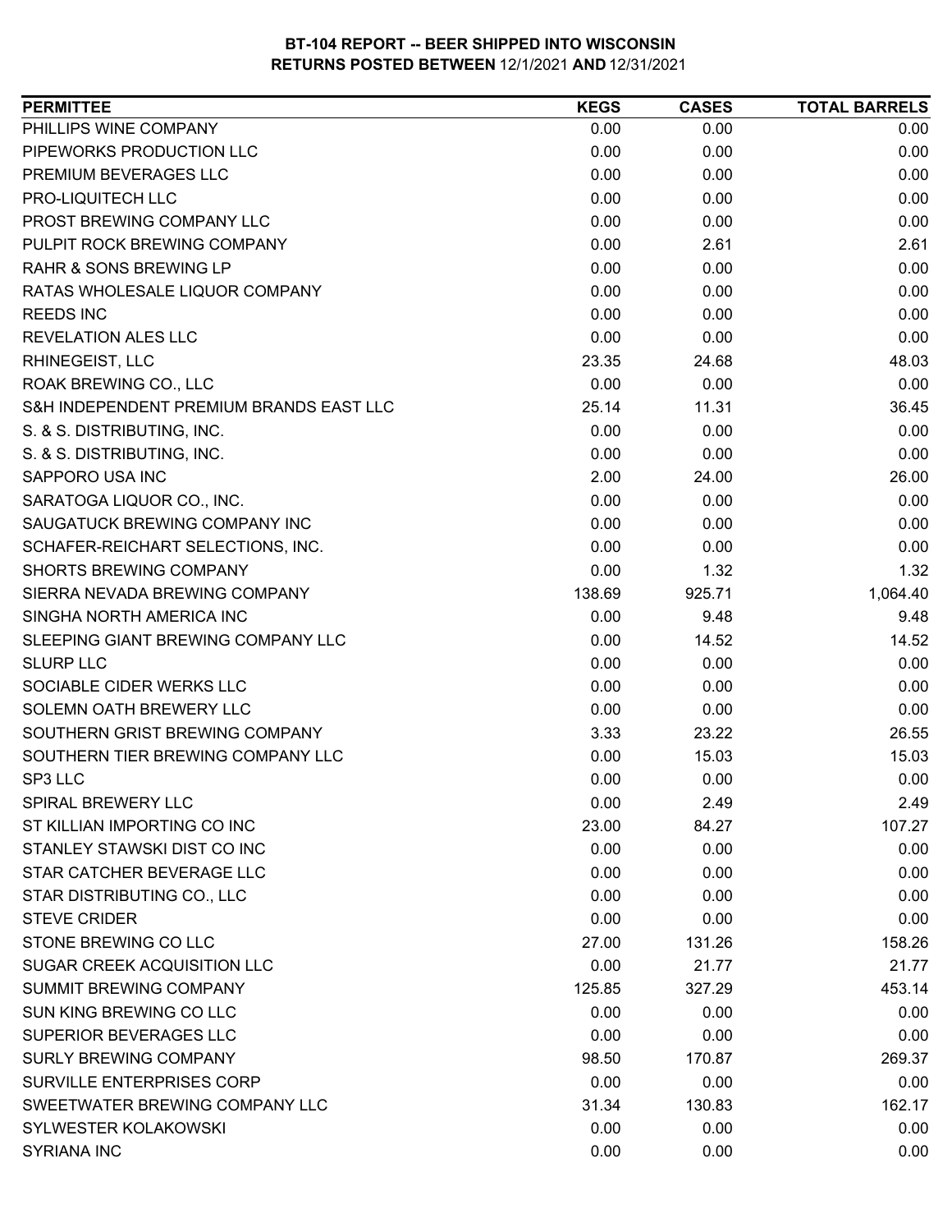**BT-104 REPORT -- BEER SHIPPED INTO WISCONSIN**
**RETURNS POSTED BETWEEN** 12/1/2021 **AND** 12/31/2021

| PERMITTEE | KEGS | CASES | TOTAL BARRELS |
|---|---|---|---|
| PHILLIPS WINE COMPANY | 0.00 | 0.00 | 0.00 |
| PIPEWORKS PRODUCTION LLC | 0.00 | 0.00 | 0.00 |
| PREMIUM BEVERAGES LLC | 0.00 | 0.00 | 0.00 |
| PRO-LIQUITECH LLC | 0.00 | 0.00 | 0.00 |
| PROST BREWING COMPANY LLC | 0.00 | 0.00 | 0.00 |
| PULPIT ROCK BREWING COMPANY | 0.00 | 2.61 | 2.61 |
| RAHR & SONS BREWING LP | 0.00 | 0.00 | 0.00 |
| RATAS WHOLESALE LIQUOR COMPANY | 0.00 | 0.00 | 0.00 |
| REEDS INC | 0.00 | 0.00 | 0.00 |
| REVELATION ALES LLC | 0.00 | 0.00 | 0.00 |
| RHINEGEIST, LLC | 23.35 | 24.68 | 48.03 |
| ROAK BREWING CO., LLC | 0.00 | 0.00 | 0.00 |
| S&H INDEPENDENT PREMIUM BRANDS EAST LLC | 25.14 | 11.31 | 36.45 |
| S. & S. DISTRIBUTING, INC. | 0.00 | 0.00 | 0.00 |
| S. & S. DISTRIBUTING, INC. | 0.00 | 0.00 | 0.00 |
| SAPPORO USA INC | 2.00 | 24.00 | 26.00 |
| SARATOGA LIQUOR CO., INC. | 0.00 | 0.00 | 0.00 |
| SAUGATUCK BREWING COMPANY INC | 0.00 | 0.00 | 0.00 |
| SCHAFER-REICHART SELECTIONS, INC. | 0.00 | 0.00 | 0.00 |
| SHORTS BREWING COMPANY | 0.00 | 1.32 | 1.32 |
| SIERRA NEVADA BREWING COMPANY | 138.69 | 925.71 | 1,064.40 |
| SINGHA NORTH AMERICA INC | 0.00 | 9.48 | 9.48 |
| SLEEPING GIANT BREWING COMPANY LLC | 0.00 | 14.52 | 14.52 |
| SLURP LLC | 0.00 | 0.00 | 0.00 |
| SOCIABLE CIDER WERKS LLC | 0.00 | 0.00 | 0.00 |
| SOLEMN OATH BREWERY LLC | 0.00 | 0.00 | 0.00 |
| SOUTHERN GRIST BREWING COMPANY | 3.33 | 23.22 | 26.55 |
| SOUTHERN TIER BREWING COMPANY LLC | 0.00 | 15.03 | 15.03 |
| SP3 LLC | 0.00 | 0.00 | 0.00 |
| SPIRAL BREWERY LLC | 0.00 | 2.49 | 2.49 |
| ST KILLIAN IMPORTING CO INC | 23.00 | 84.27 | 107.27 |
| STANLEY STAWSKI DIST CO INC | 0.00 | 0.00 | 0.00 |
| STAR CATCHER BEVERAGE LLC | 0.00 | 0.00 | 0.00 |
| STAR DISTRIBUTING CO., LLC | 0.00 | 0.00 | 0.00 |
| STEVE CRIDER | 0.00 | 0.00 | 0.00 |
| STONE BREWING CO LLC | 27.00 | 131.26 | 158.26 |
| SUGAR CREEK ACQUISITION LLC | 0.00 | 21.77 | 21.77 |
| SUMMIT BREWING COMPANY | 125.85 | 327.29 | 453.14 |
| SUN KING BREWING CO LLC | 0.00 | 0.00 | 0.00 |
| SUPERIOR BEVERAGES LLC | 0.00 | 0.00 | 0.00 |
| SURLY BREWING COMPANY | 98.50 | 170.87 | 269.37 |
| SURVILLE ENTERPRISES CORP | 0.00 | 0.00 | 0.00 |
| SWEETWATER BREWING COMPANY LLC | 31.34 | 130.83 | 162.17 |
| SYLWESTER KOLAKOWSKI | 0.00 | 0.00 | 0.00 |
| SYRIANA INC | 0.00 | 0.00 | 0.00 |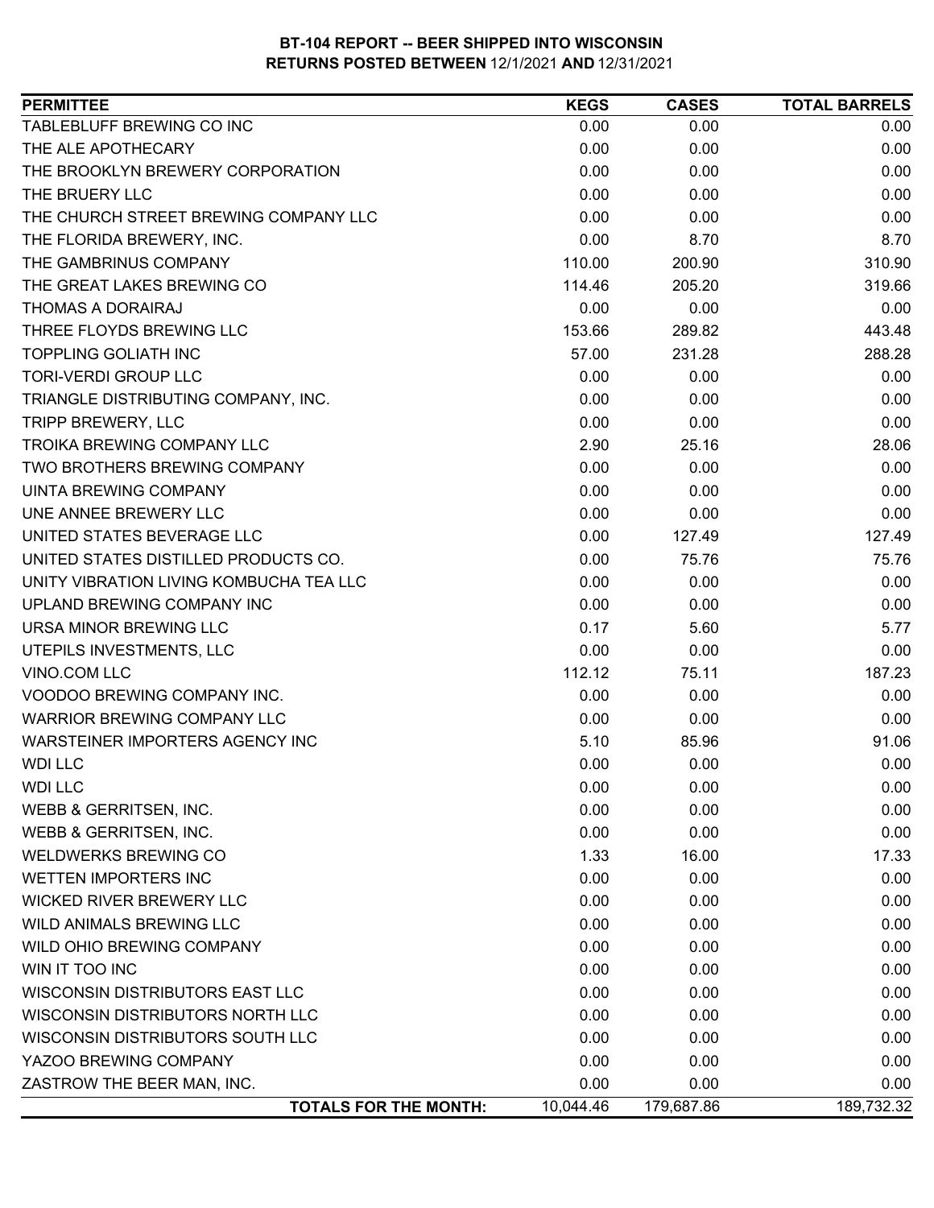**BT-104 REPORT -- BEER SHIPPED INTO WISCONSIN**
**RETURNS POSTED BETWEEN 12/1/2021 AND 12/31/2021**

| PERMITTEE | KEGS | CASES | TOTAL BARRELS |
|---|---|---|---|
| TABLEBLUFF BREWING CO INC | 0.00 | 0.00 | 0.00 |
| THE ALE APOTHECARY | 0.00 | 0.00 | 0.00 |
| THE BROOKLYN BREWERY CORPORATION | 0.00 | 0.00 | 0.00 |
| THE BRUERY LLC | 0.00 | 0.00 | 0.00 |
| THE CHURCH STREET BREWING COMPANY LLC | 0.00 | 0.00 | 0.00 |
| THE FLORIDA BREWERY, INC. | 0.00 | 8.70 | 8.70 |
| THE GAMBRINUS COMPANY | 110.00 | 200.90 | 310.90 |
| THE GREAT LAKES BREWING CO | 114.46 | 205.20 | 319.66 |
| THOMAS A DORAIRAJ | 0.00 | 0.00 | 0.00 |
| THREE FLOYDS BREWING LLC | 153.66 | 289.82 | 443.48 |
| TOPPLING GOLIATH INC | 57.00 | 231.28 | 288.28 |
| TORI-VERDI GROUP LLC | 0.00 | 0.00 | 0.00 |
| TRIANGLE DISTRIBUTING COMPANY, INC. | 0.00 | 0.00 | 0.00 |
| TRIPP BREWERY, LLC | 0.00 | 0.00 | 0.00 |
| TROIKA BREWING COMPANY LLC | 2.90 | 25.16 | 28.06 |
| TWO BROTHERS BREWING COMPANY | 0.00 | 0.00 | 0.00 |
| UINTA BREWING COMPANY | 0.00 | 0.00 | 0.00 |
| UNE ANNEE BREWERY LLC | 0.00 | 0.00 | 0.00 |
| UNITED STATES BEVERAGE LLC | 0.00 | 127.49 | 127.49 |
| UNITED STATES DISTILLED PRODUCTS CO. | 0.00 | 75.76 | 75.76 |
| UNITY VIBRATION LIVING KOMBUCHA TEA LLC | 0.00 | 0.00 | 0.00 |
| UPLAND BREWING COMPANY INC | 0.00 | 0.00 | 0.00 |
| URSA MINOR BREWING LLC | 0.17 | 5.60 | 5.77 |
| UTEPILS INVESTMENTS, LLC | 0.00 | 0.00 | 0.00 |
| VINO.COM LLC | 112.12 | 75.11 | 187.23 |
| VOODOO BREWING COMPANY INC. | 0.00 | 0.00 | 0.00 |
| WARRIOR BREWING COMPANY LLC | 0.00 | 0.00 | 0.00 |
| WARSTEINER IMPORTERS AGENCY INC | 5.10 | 85.96 | 91.06 |
| WDI LLC | 0.00 | 0.00 | 0.00 |
| WDI LLC | 0.00 | 0.00 | 0.00 |
| WEBB & GERRITSEN, INC. | 0.00 | 0.00 | 0.00 |
| WEBB & GERRITSEN, INC. | 0.00 | 0.00 | 0.00 |
| WELDWERKS BREWING CO | 1.33 | 16.00 | 17.33 |
| WETTEN IMPORTERS INC | 0.00 | 0.00 | 0.00 |
| WICKED RIVER BREWERY LLC | 0.00 | 0.00 | 0.00 |
| WILD ANIMALS BREWING LLC | 0.00 | 0.00 | 0.00 |
| WILD OHIO BREWING COMPANY | 0.00 | 0.00 | 0.00 |
| WIN IT TOO INC | 0.00 | 0.00 | 0.00 |
| WISCONSIN DISTRIBUTORS EAST LLC | 0.00 | 0.00 | 0.00 |
| WISCONSIN DISTRIBUTORS NORTH LLC | 0.00 | 0.00 | 0.00 |
| WISCONSIN DISTRIBUTORS SOUTH LLC | 0.00 | 0.00 | 0.00 |
| YAZOO BREWING COMPANY | 0.00 | 0.00 | 0.00 |
| ZASTROW THE BEER MAN, INC. | 0.00 | 0.00 | 0.00 |
| **TOTALS FOR THE MONTH:** | 10,044.46 | 179,687.86 | 189,732.32 |